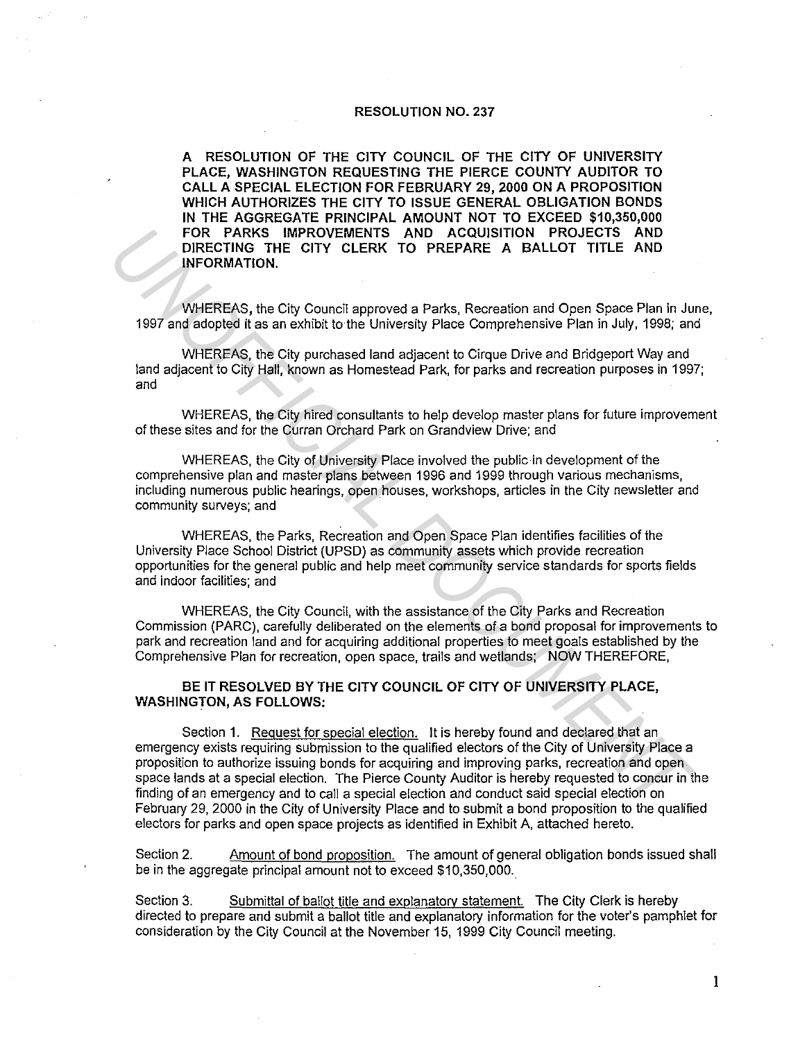**RESOLUTION NO. 237**

**A RESOLUTION OF THE CITY COUNCIL OF THE CITY OF UNIVERSITY PLACE, WASHINGTON REQUESTING THE PIERCE COUNTY AUDITOR TO CALL A SPECIAL ELECTION FOR FEBRUARY 29, 2000 ON A PROPOSITION WHICH AUTHORIZES THE CITY TO ISSUE GENERAL OBLIGATION BONDS IN THE AGGREGATE PRINCIPAL AMOUNT NOT TO EXCEED $10,350,000 FOR PARKS IMPROVEMENTS AND ACQUISITION PROJECTS AND DIRECTING THE CITY CLERK TO PREPARE A BALLOT TITLE AND INFORMATION.**

WHEREAS, the City Council approved a Parks, Recreation and Open Space Plan in June, 1997 and adopted it as an exhibit to the University Place Comprehensive Plan in July, 1998; and

WHEREAS, the City purchased land adjacent to Cirque Drive and Bridgeport Way and land adjacent to City Hall, known as Homestead Park, for parks and recreation purposes in 1997; and

WHEREAS, the City hired consultants to help develop master plans for future improvement of these sites and for the Curran Orchard Park on Grandview Drive; and

WHEREAS, the City of University Place involved the public in development of the comprehensive plan and master plans between 1996 and 1999 through various mechanisms, including numerous public hearings, open houses, workshops, articles in the City newsletter and community surveys; and

WHEREAS, the Parks, Recreation and Open Space Plan identifies facilities of the University Place School District (UPSD) as community assets which provide recreation opportunities for the general public and help meet community service standards for sports fields and indoor facilities; and

WHEREAS, the City Council, with the assistance of the City Parks and Recreation Commission (PARC), carefully deliberated on the elements of a bond proposal for improvements to park and recreation land and for acquiring additional properties to meet goals established by the Comprehensive Plan for recreation, open space, trails and wetlands; NOW THEREFORE,

**BE IT RESOLVED BY THE CITY COUNCIL OF CITY OF UNIVERSITY PLACE, WASHINGTON, AS FOLLOWS:**

Section 1. Request for special election. It is hereby found and declared that an emergency exists requiring submission to the qualified electors of the City of University Place a proposition to authorize issuing bonds for acquiring and improving parks, recreation and open space lands at a special election. The Pierce County Auditor is hereby requested to concur in the finding of an emergency and to call a special election and conduct said special election on February 29, 2000 in the City of University Place and to submit a bond proposition to the qualified electors for parks and open space projects as identified in Exhibit A, attached hereto.

Section 2. Amount of bond proposition. The amount of general obligation bonds issued shall be in the aggregate principal amount not to exceed $10,350,000.

Section 3. Submittal of ballot title and explanatory statement. The City Clerk is hereby directed to prepare and submit a ballot title and explanatory information for the voter's pamphlet for consideration by the City Council at the November 15, 1999 City Council meeting.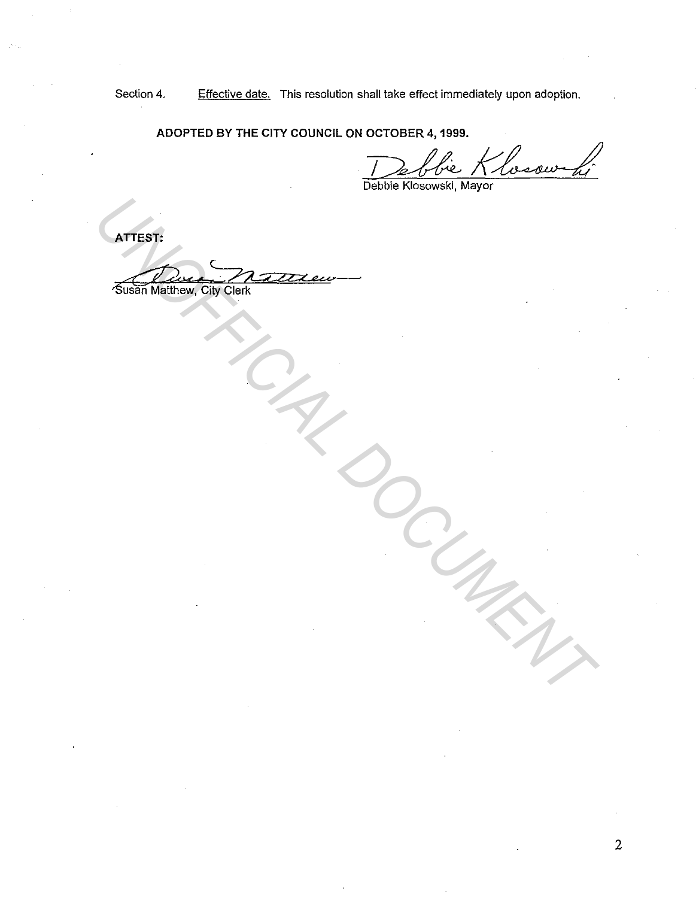Section 4. <u>Effective date.</u> This resolution shall take effect immediately upon adoption.

**ADOPTED BY THE CITY COUNCIL ON OCTOBER 4, 1999.**

Debbie Klosowski, Mayor

**ATTEST:**

Susan Matthew, City Clerk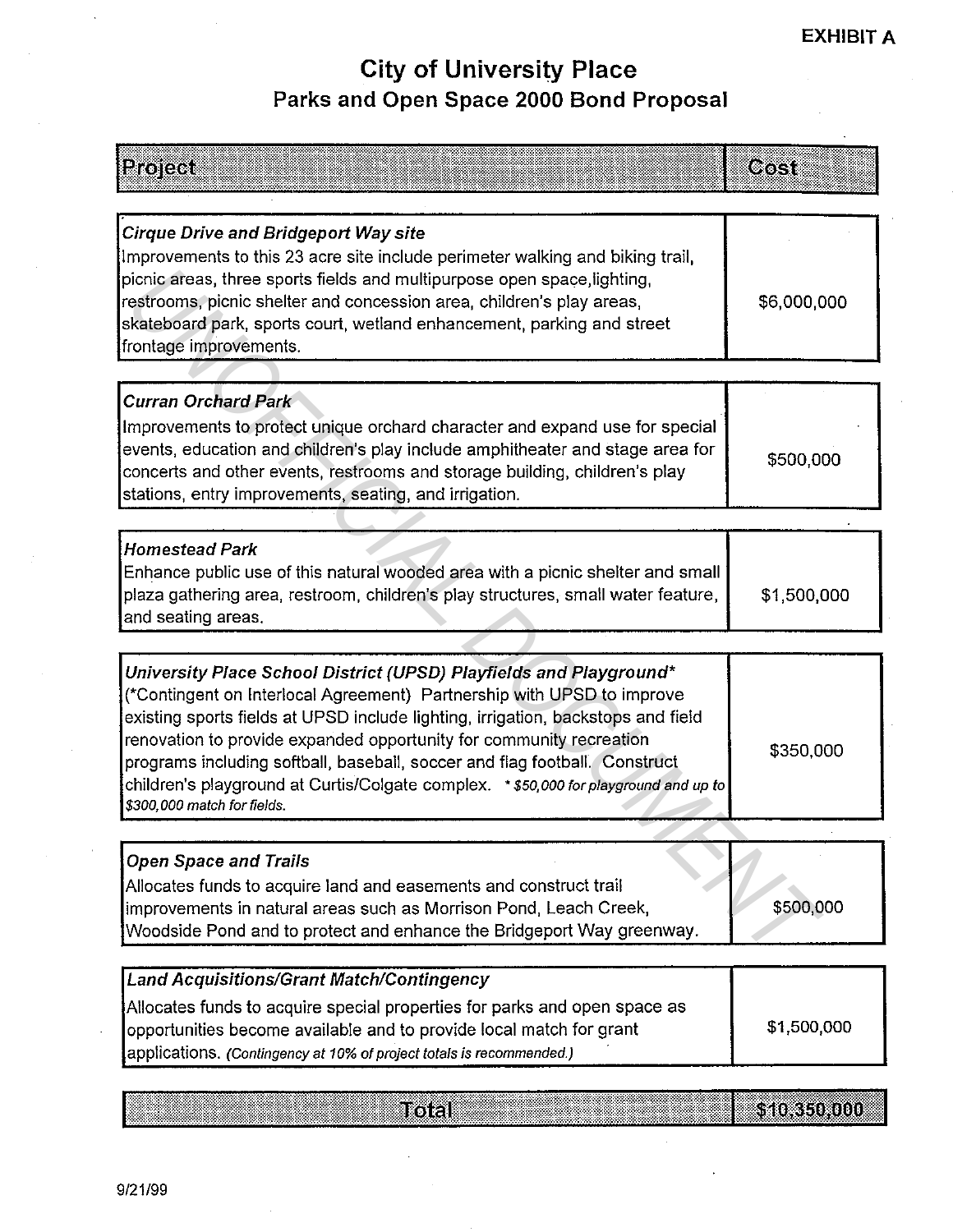**EXHIBIT A**

# City of University Place

## Parks and Open Space 2000 Bond Proposal

| Project | Cost |
|---|---|
| ***Cirque Drive and Bridgeport Way site*** Improvements to this 23 acre site include perimeter walking and biking trail, picnic areas, three sports fields and multipurpose open space,lighting, restrooms, picnic shelter and concession area, children's play areas, skateboard park, sports court, wetland enhancement, parking and street frontage improvements. | $6,000,000 |
| ***Curran Orchard Park*** Improvements to protect unique orchard character and expand use for special events, education and children's play include amphitheater and stage area for concerts and other events, restrooms and storage building, children's play stations, entry improvements, seating, and irrigation. | $500,000 |
| ***Homestead Park*** Enhance public use of this natural wooded area with a picnic shelter and small plaza gathering area, restroom, children's play structures, small water feature, and seating areas. | $1,500,000 |
| ***University Place School District (UPSD) Playfields and Playground**** (*Contingent on Interlocal Agreement) Partnership with UPSD to improve existing sports fields at UPSD include lighting, irrigation, backstops and field renovation to provide expanded opportunity for community recreation programs including softball, baseball, soccer and flag football. Construct children's playground at Curtis/Colgate complex. *\* $50,000 for playground and up to $300,000 match for fields.* | $350,000 |
| ***Open Space and Trails*** Allocates funds to acquire land and easements and construct trail improvements in natural areas such as Morrison Pond, Leach Creek, Woodside Pond and to protect and enhance the Bridgeport Way greenway. | $500,000 |
| ***Land Acquisitions/Grant Match/Contingency*** Allocates funds to acquire special properties for parks and open space as opportunities become available and to provide local match for grant applications. *(Contingency at 10% of project totals is recommended.)* | $1,500,000 |
| **Total** | **$10,350,000** |

9/21/99